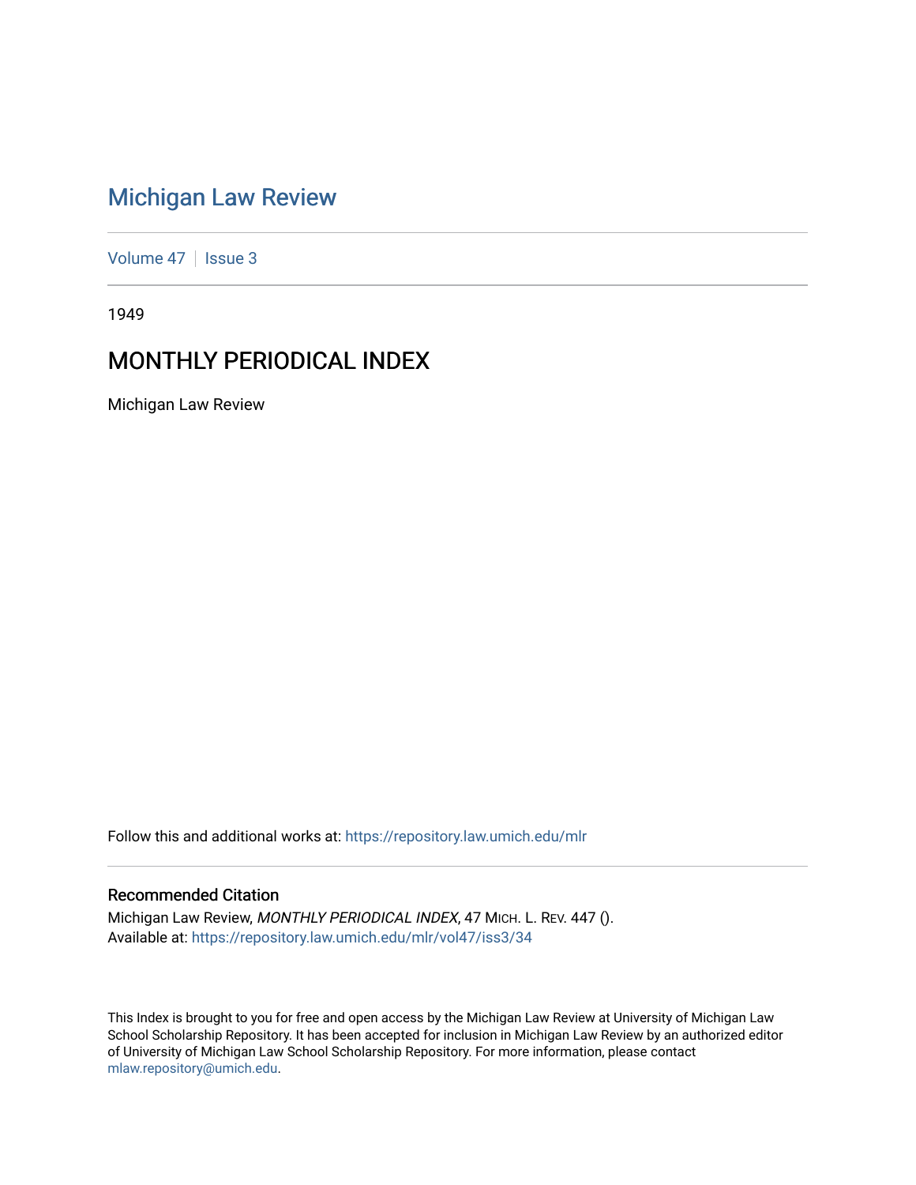# Michigan Law Review

Volume 47 | Issue 3

1949

## MONTHLY PERIODICAL INDEX

Michigan Law Review

Follow this and additional works at: https://repository.law.umich.edu/mlr

### Recommended Citation

Michigan Law Review, *MONTHLY PERIODICAL INDEX*, 47 MICH. L. REV. 447 ().
Available at: https://repository.law.umich.edu/mlr/vol47/iss3/34

This Index is brought to you for free and open access by the Michigan Law Review at University of Michigan Law School Scholarship Repository. It has been accepted for inclusion in Michigan Law Review by an authorized editor of University of Michigan Law School Scholarship Repository. For more information, please contact mlaw.repository@umich.edu.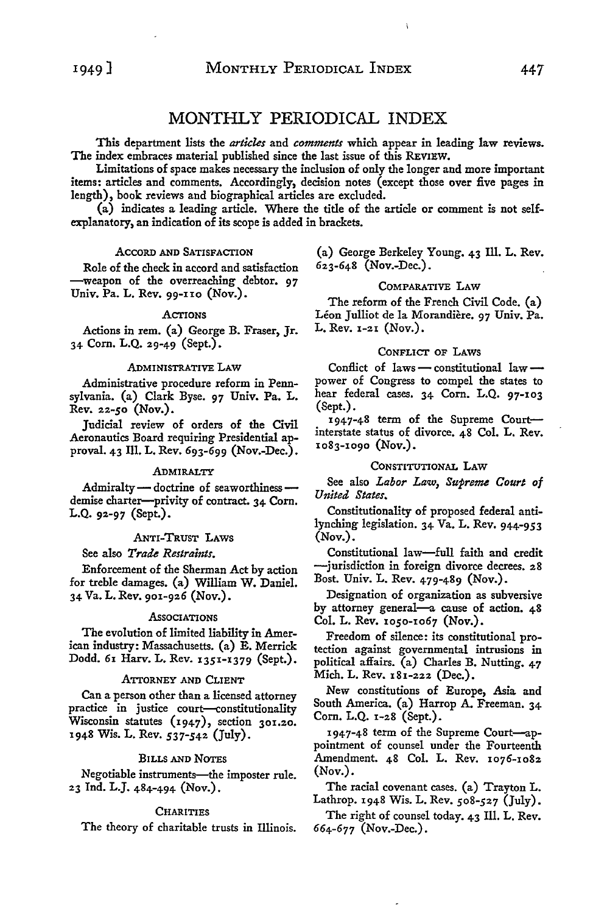# MONTHLY PERIODICAL INDEX

This department lists the *articles* and *comments* which appear in leading law reviews. The index embraces material published since the last issue of this REVIEW.

Limitations of space makes necessary the inclusion of only the longer and more important items: articles and comments. Accordingly, decision notes (except those over five pages in length), book reviews and biographical articles are excluded.

(a) indicates a leading article. Where the title of the article or comment is not self-explanatory, an indication of its scope is added in brackets.

### ACCORD AND SATISFACTION

Role of the check in accord and satisfaction—weapon of the overreaching debtor. 97 Univ. Pa. L. Rev. 99-110 (Nov.).

### ACTIONS

Actions in rem. (a) George B. Fraser, Jr. 34 Corn. L.Q. 29-49 (Sept.).

### ADMINISTRATIVE LAW

Administrative procedure reform in Pennsylvania. (a) Clark Byse. 97 Univ. Pa. L. Rev. 22-50 (Nov.).

Judicial review of orders of the Civil Aeronautics Board requiring Presidential approval. 43 Ill. L. Rev. 693-699 (Nov.-Dec.).

### ADMIRALTY

Admiralty — doctrine of seaworthiness — demise charter—privity of contract. 34 Corn. L.Q. 92-97 (Sept.).

### ANTI-TRUST LAWS

See also *Trade Restraints.*

Enforcement of the Sherman Act by action for treble damages. (a) William W. Daniel. 34 Va. L. Rev. 901-926 (Nov.).

### ASSOCIATIONS

The evolution of limited liability in American industry: Massachusetts. (a) E. Merrick Dodd. 61 Harv. L. Rev. 1351-1379 (Sept.).

### ATTORNEY AND CLIENT

Can a person other than a licensed attorney practice in justice court—constitutionality Wisconsin statutes (1947), section 301.20. 1948 Wis. L. Rev. 537-542 (July).

### BILLS AND NOTES

Negotiable instruments—the imposter rule. 23 Ind. L.J. 484-494 (Nov.).

### CHARITIES

The theory of charitable trusts in Illinois. (a) George Berkeley Young. 43 Ill. L. Rev. 623-648 (Nov.-Dec.).

### COMPARATIVE LAW

The reform of the French Civil Code. (a) Léon Julliot de la Morandière. 97 Univ. Pa. L. Rev. 1-21 (Nov.).

### CONFLICT OF LAWS

Conflict of laws — constitutional law — power of Congress to compel the states to hear federal cases. 34 Corn. L.Q. 97-103 (Sept.).

1947-48 term of the Supreme Court—interstate status of divorce. 48 Col. L. Rev. 1083-1090 (Nov.).

### CONSTITUTIONAL LAW

See also *Labor Law, Supreme Court of United States.*

Constitutionality of proposed federal anti-lynching legislation. 34 Va. L. Rev. 944-953 (Nov.).

Constitutional law—full faith and credit—jurisdiction in foreign divorce decrees. 28 Bost. Univ. L. Rev. 479-489 (Nov.).

Designation of organization as subversive by attorney general—a cause of action. 48 Col. L. Rev. 1050-1067 (Nov.).

Freedom of silence: its constitutional protection against governmental intrusions in political affairs. (a) Charles B. Nutting. 47 Mich. L. Rev. 181-222 (Dec.).

New constitutions of Europe, Asia and South America. (a) Harrop A. Freeman. 34 Corn. L.Q. 1-28 (Sept.).

1947-48 term of the Supreme Court—appointment of counsel under the Fourteenth Amendment. 48 Col. L. Rev. 1076-1082 (Nov.).

The racial covenant cases. (a) Trayton L. Lathrop. 1948 Wis. L. Rev. 508-527 (July).

The right of counsel today. 43 Ill. L. Rev. 664-677 (Nov.-Dec.).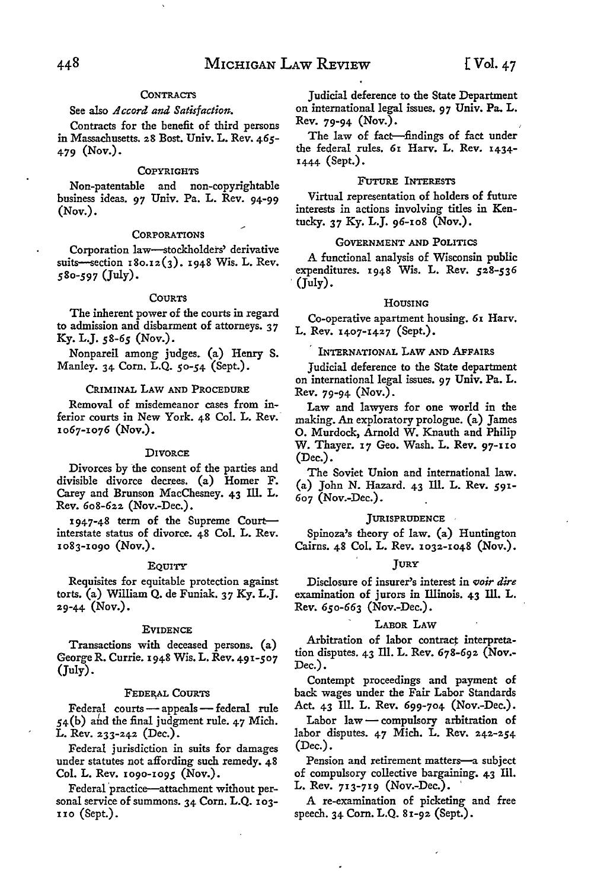### CONTRACTS

See also *Accord and Satisfaction.*

Contracts for the benefit of third persons in Massachusetts. 28 Bost. Univ. L. Rev. 465-479 (Nov.).

### COPYRIGHTS

Non-patentable and non-copyrightable business ideas. 97 Univ. Pa. L. Rev. 94-99 (Nov.).

### CORPORATIONS

Corporation law—stockholders' derivative suits—section 180.12(3). 1948 Wis. L. Rev. 580-597 (July).

### COURTS

The inherent power of the courts in regard to admission and disbarment of attorneys. 37 Ky. L.J. 58-65 (Nov.).

Nonpareil among judges. (a) Henry S. Manley. 34 Corn. L.Q. 50-54 (Sept.).

### CRIMINAL LAW AND PROCEDURE

Removal of misdemeanor cases from inferior courts in New York. 48 Col. L. Rev. 1067-1076 (Nov.).

### DIVORCE

Divorces by the consent of the parties and divisible divorce decrees. (a) Homer F. Carey and Brunson MacChesney. 43 Ill. L. Rev. 608-622 (Nov.-Dec.).

1947-48 term of the Supreme Court—interstate status of divorce. 48 Col. L. Rev. 1083-1090 (Nov.).

### EQUITY

Requisites for equitable protection against torts. (a) William Q. de Funiak. 37 Ky. L.J. 29-44 (Nov.).

### EVIDENCE

Transactions with deceased persons. (a) George R. Currie. 1948 Wis. L. Rev. 491-507 (July).

### FEDERAL COURTS

Federal courts — appeals — federal rule 54(b) and the final judgment rule. 47 Mich. L. Rev. 233-242 (Dec.).

Federal jurisdiction in suits for damages under statutes not affording such remedy. 48 Col. L. Rev. 1090-1095 (Nov.).

Federal practice—attachment without personal service of summons. 34 Corn. L.Q. 103-110 (Sept.).

Judicial deference to the State Department on international legal issues. 97 Univ. Pa. L. Rev. 79-94 (Nov.).

The law of fact—findings of fact under the federal rules. 61 Harv. L. Rev. 1434-1444 (Sept.).

### FUTURE INTERESTS

Virtual representation of holders of future interests in actions involving titles in Kentucky. 37 Ky. L.J. 96-108 (Nov.).

### GOVERNMENT AND POLITICS

A functional analysis of Wisconsin public expenditures. 1948 Wis. L. Rev. 528-536 (July).

### HOUSING

Co-operative apartment housing. 61 Harv. L. Rev. 1407-1427 (Sept.).

### INTERNATIONAL LAW AND AFFAIRS

Judicial deference to the State department on international legal issues. 97 Univ. Pa. L. Rev. 79-94 (Nov.).

Law and lawyers for one world in the making. An exploratory prologue. (a) James O. Murdock, Arnold W. Knauth and Philip W. Thayer. 17 Geo. Wash. L. Rev. 97-110 (Dec.).

The Soviet Union and international law. (a) John N. Hazard. 43 Ill. L. Rev. 591-607 (Nov.-Dec.).

### JURISPRUDENCE

Spinoza's theory of law. (a) Huntington Cairns. 48 Col. L. Rev. 1032-1048 (Nov.).

### JURY

Disclosure of insurer's interest in *voir dire* examination of jurors in Illinois. 43 Ill. L. Rev. 650-663 (Nov.-Dec.).

### LABOR LAW

Arbitration of labor contract interpretation disputes. 43 Ill. L. Rev. 678-692 (Nov.-Dec.).

Contempt proceedings and payment of back wages under the Fair Labor Standards Act. 43 Ill. L. Rev. 699-704 (Nov.-Dec.).

Labor law — compulsory arbitration of labor disputes. 47 Mich. L. Rev. 242-254 (Dec.).

Pension and retirement matters—a subject of compulsory collective bargaining. 43 Ill. L. Rev. 713-719 (Nov.-Dec.).

A re-examination of picketing and free speech. 34 Corn. L.Q. 81-92 (Sept.).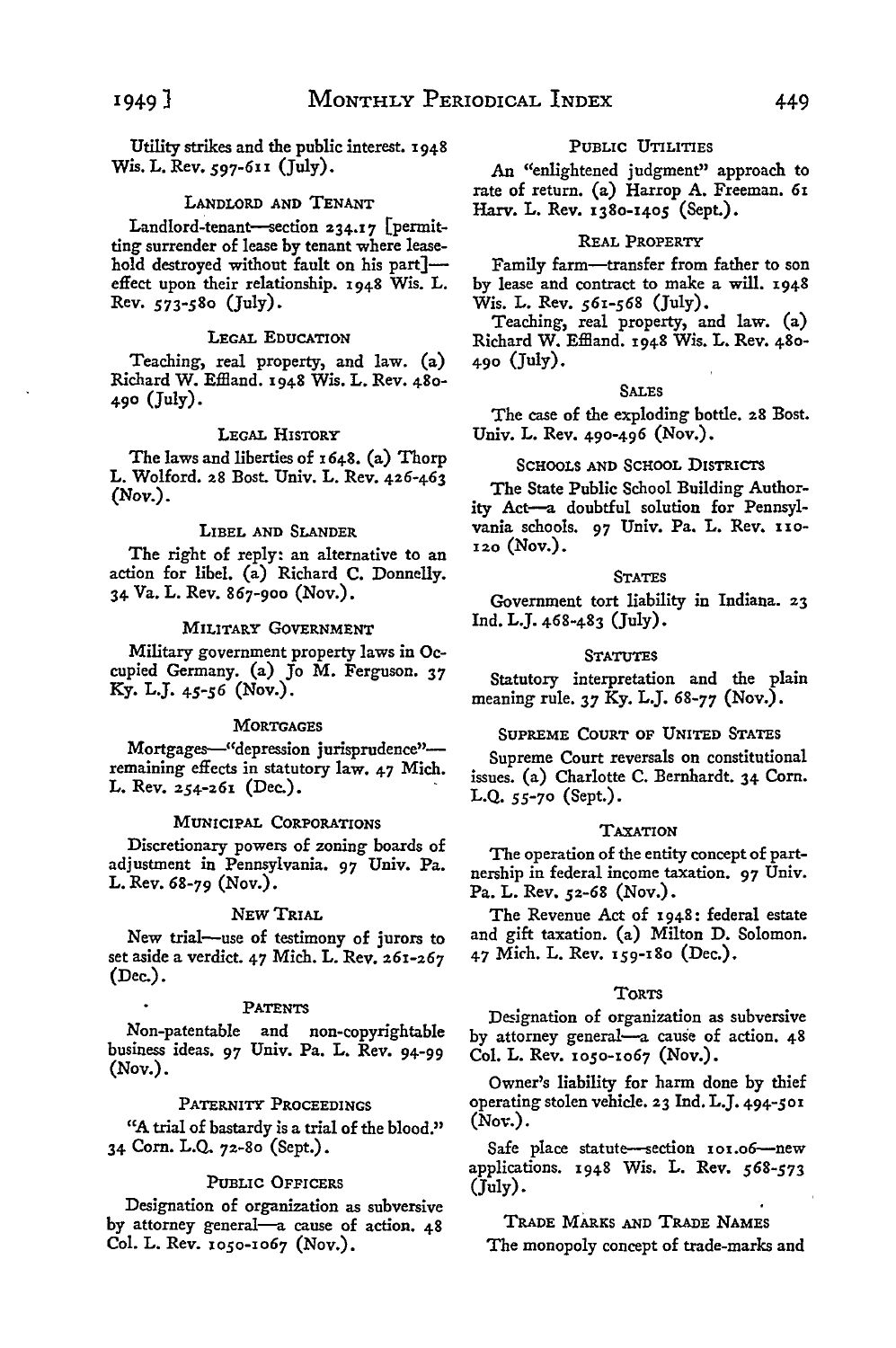Utility strikes and the public interest. 1948 Wis. L. Rev. 597-611 (July).

### LANDLORD AND TENANT

Landlord-tenant—section 234.17 [permitting surrender of lease by tenant where leasehold destroyed without fault on his part]—effect upon their relationship. 1948 Wis. L. Rev. 573-580 (July).

### LEGAL EDUCATION

Teaching, real property, and law. (a) Richard W. Effland. 1948 Wis. L. Rev. 480-490 (July).

### LEGAL HISTORY

The laws and liberties of 1648. (a) Thorp L. Wolford. 28 Bost. Univ. L. Rev. 426-463 (Nov.).

### LIBEL AND SLANDER

The right of reply: an alternative to an action for libel. (a) Richard C. Donnelly. 34 Va. L. Rev. 867-900 (Nov.).

### MILITARY GOVERNMENT

Military government property laws in Occupied Germany. (a) Jo M. Ferguson. 37 Ky. L.J. 45-56 (Nov.).

### MORTGAGES

Mortgages—"depression jurisprudence"—remaining effects in statutory law. 47 Mich. L. Rev. 254-261 (Dec.).

### MUNICIPAL CORPORATIONS

Discretionary powers of zoning boards of adjustment in Pennsylvania. 97 Univ. Pa. L. Rev. 68-79 (Nov.).

### NEW TRIAL

New trial—use of testimony of jurors to set aside a verdict. 47 Mich. L. Rev. 261-267 (Dec.).

### PATENTS

Non-patentable and non-copyrightable business ideas. 97 Univ. Pa. L. Rev. 94-99 (Nov.).

### PATERNITY PROCEEDINGS

"A trial of bastardy is a trial of the blood." 34 Corn. L.Q. 72-80 (Sept.).

### PUBLIC OFFICERS

Designation of organization as subversive by attorney general—a cause of action. 48 Col. L. Rev. 1050-1067 (Nov.).

### PUBLIC UTILITIES

An "enlightened judgment" approach to rate of return. (a) Harrop A. Freeman. 61 Harv. L. Rev. 1380-1405 (Sept.).

### REAL PROPERTY

Family farm—transfer from father to son by lease and contract to make a will. 1948 Wis. L. Rev. 561-568 (July).

Teaching, real property, and law. (a) Richard W. Effland. 1948 Wis. L. Rev. 480-490 (July).

### SALES

The case of the exploding bottle. 28 Bost. Univ. L. Rev. 490-496 (Nov.).

### SCHOOLS AND SCHOOL DISTRICTS

The State Public School Building Authority Act—a doubtful solution for Pennsylvania schools. 97 Univ. Pa. L. Rev. 110-120 (Nov.).

### STATES

Government tort liability in Indiana. 23 Ind. L.J. 468-483 (July).

### STATUTES

Statutory interpretation and the plain meaning rule. 37 Ky. L.J. 68-77 (Nov.).

### SUPREME COURT OF UNITED STATES

Supreme Court reversals on constitutional issues. (a) Charlotte C. Bernhardt. 34 Corn. L.Q. 55-70 (Sept.).

### TAXATION

The operation of the entity concept of partnership in federal income taxation. 97 Univ. Pa. L. Rev. 52-68 (Nov.).

The Revenue Act of 1948: federal estate and gift taxation. (a) Milton D. Solomon. 47 Mich. L. Rev. 159-180 (Dec.).

### TORTS

Designation of organization as subversive by attorney general—a cause of action. 48 Col. L. Rev. 1050-1067 (Nov.).

Owner's liability for harm done by thief operating stolen vehicle. 23 Ind. L.J. 494-501 (Nov.).

Safe place statute—section 101.06—new applications. 1948 Wis. L. Rev. 568-573 (July).

### TRADE MARKS AND TRADE NAMES

The monopoly concept of trade-marks and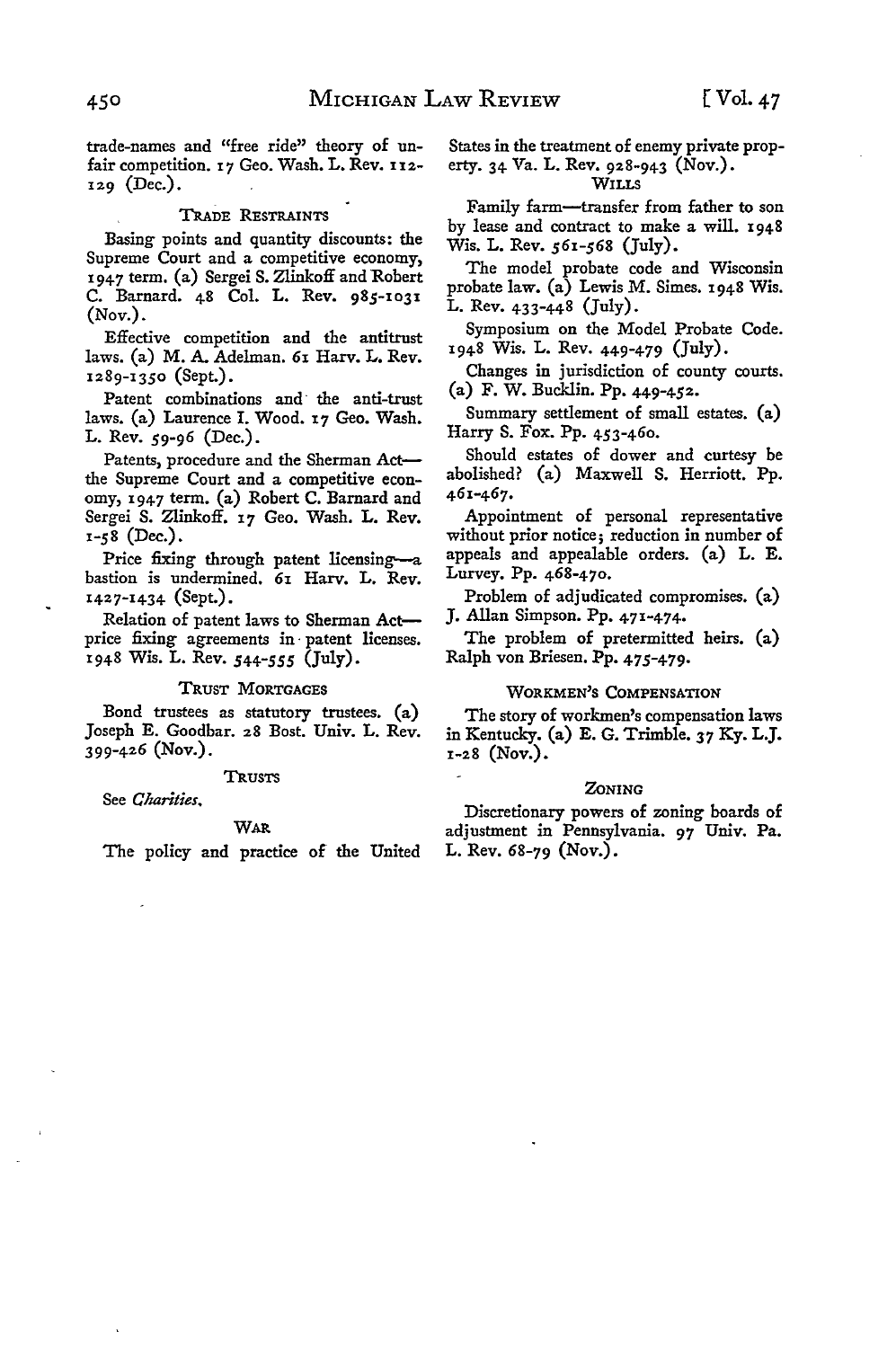trade-names and "free ride" theory of unfair competition. 17 Geo. Wash. L. Rev. 112-129 (Dec.).

### TRADE RESTRAINTS

Basing points and quantity discounts: the Supreme Court and a competitive economy, 1947 term. (a) Sergei S. Zlinkoff and Robert C. Barnard. 48 Col. L. Rev. 985-1031 (Nov.).

Effective competition and the antitrust laws. (a) M. A. Adelman. 61 Harv. L. Rev. 1289-1350 (Sept.).

Patent combinations and the anti-trust laws. (a) Laurence I. Wood. 17 Geo. Wash. L. Rev. 59-96 (Dec.).

Patents, procedure and the Sherman Act—the Supreme Court and a competitive economy, 1947 term. (a) Robert C. Barnard and Sergei S. Zlinkoff. 17 Geo. Wash. L. Rev. 1-58 (Dec.).

Price fixing through patent licensing—a bastion is undermined. 61 Harv. L. Rev. 1427-1434 (Sept.).

Relation of patent laws to Sherman Act—price fixing agreements in patent licenses. 1948 Wis. L. Rev. 544-555 (July).

### TRUST MORTGAGES

Bond trustees as statutory trustees. (a) Joseph E. Goodbar. 28 Bost. Univ. L. Rev. 399-426 (Nov.).

### TRUSTS

See *Charities*.

### WAR

The policy and practice of the United States in the treatment of enemy private property. 34 Va. L. Rev. 928-943 (Nov.).

### WILLS

Family farm—transfer from father to son by lease and contract to make a will. 1948 Wis. L. Rev. 561-568 (July).

The model probate code and Wisconsin probate law. (a) Lewis M. Simes. 1948 Wis. L. Rev. 433-448 (July).

Symposium on the Model Probate Code. 1948 Wis. L. Rev. 449-479 (July).

Changes in jurisdiction of county courts. (a) F. W. Bucklin. Pp. 449-452.

Summary settlement of small estates. (a) Harry S. Fox. Pp. 453-460.

Should estates of dower and curtesy be abolished? (a) Maxwell S. Herriott. Pp. 461-467.

Appointment of personal representative without prior notice; reduction in number of appeals and appealable orders. (a) L. E. Lurvey. Pp. 468-470.

Problem of adjudicated compromises. (a) J. Allan Simpson. Pp. 471-474.

The problem of pretermitted heirs. (a) Ralph von Briesen. Pp. 475-479.

### WORKMEN'S COMPENSATION

The story of workmen's compensation laws in Kentucky. (a) E. G. Trimble. 37 Ky. L.J. 1-28 (Nov.).

### ZONING

Discretionary powers of zoning boards of adjustment in Pennsylvania. 97 Univ. Pa. L. Rev. 68-79 (Nov.).